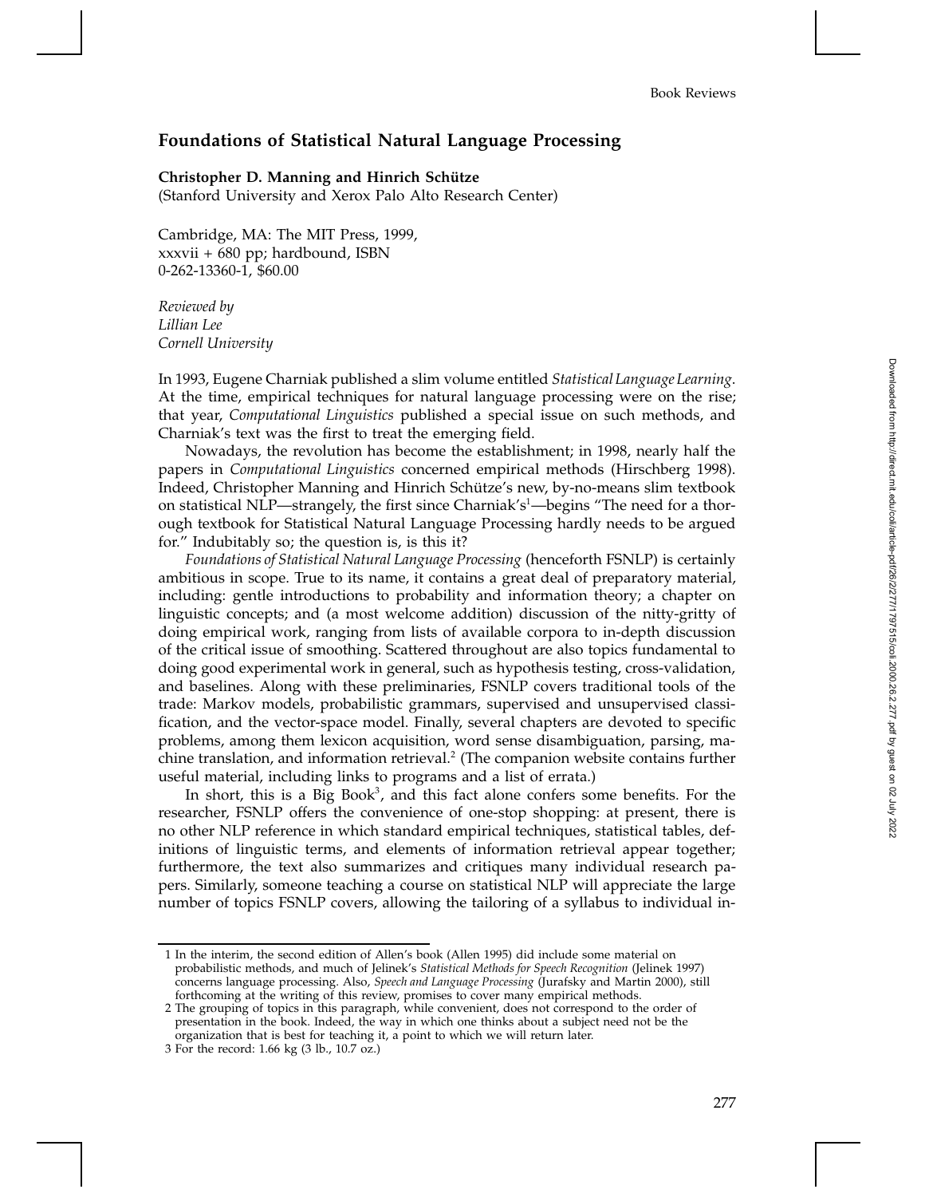## Foundations of Statistical Natural Language Processing

**Christopher D. Manning and Hinrich Schütze**
(Stanford University and Xerox Palo Alto Research Center)

Cambridge, MA: The MIT Press, 1999,
xxxvii + 680 pp; hardbound, ISBN
0-262-13360-1, $60.00

*Reviewed by*
*Lillian Lee*
*Cornell University*

In 1993, Eugene Charniak published a slim volume entitled *Statistical Language Learning*. At the time, empirical techniques for natural language processing were on the rise; that year, *Computational Linguistics* published a special issue on such methods, and Charniak's text was the first to treat the emerging field.

Nowadays, the revolution has become the establishment; in 1998, nearly half the papers in *Computational Linguistics* concerned empirical methods (Hirschberg 1998). Indeed, Christopher Manning and Hinrich Schütze's new, by-no-means slim textbook on statistical NLP—strangely, the first since Charniak's[1]—begins "The need for a thorough textbook for Statistical Natural Language Processing hardly needs to be argued for." Indubitably so; the question is, is this it?

*Foundations of Statistical Natural Language Processing* (henceforth FSNLP) is certainly ambitious in scope. True to its name, it contains a great deal of preparatory material, including: gentle introductions to probability and information theory; a chapter on linguistic concepts; and (a most welcome addition) discussion of the nitty-gritty of doing empirical work, ranging from lists of available corpora to in-depth discussion of the critical issue of smoothing. Scattered throughout are also topics fundamental to doing good experimental work in general, such as hypothesis testing, cross-validation, and baselines. Along with these preliminaries, FSNLP covers traditional tools of the trade: Markov models, probabilistic grammars, supervised and unsupervised classification, and the vector-space model. Finally, several chapters are devoted to specific problems, among them lexicon acquisition, word sense disambiguation, parsing, machine translation, and information retrieval.[2] (The companion website contains further useful material, including links to programs and a list of errata.)

In short, this is a Big Book[3], and this fact alone confers some benefits. For the researcher, FSNLP offers the convenience of one-stop shopping: at present, there is no other NLP reference in which standard empirical techniques, statistical tables, definitions of linguistic terms, and elements of information retrieval appear together; furthermore, the text also summarizes and critiques many individual research papers. Similarly, someone teaching a course on statistical NLP will appreciate the large number of topics FSNLP covers, allowing the tailoring of a syllabus to individual in-

---

1 In the interim, the second edition of Allen's book (Allen 1995) did include some material on probabilistic methods, and much of Jelinek's *Statistical Methods for Speech Recognition* (Jelinek 1997) concerns language processing. Also, *Speech and Language Processing* (Jurafsky and Martin 2000), still forthcoming at the writing of this review, promises to cover many empirical methods.

2 The grouping of topics in this paragraph, while convenient, does not correspond to the order of presentation in the book. Indeed, the way in which one thinks about a subject need not be the organization that is best for teaching it, a point to which we will return later.

3 For the record: 1.66 kg (3 lb., 10.7 oz.)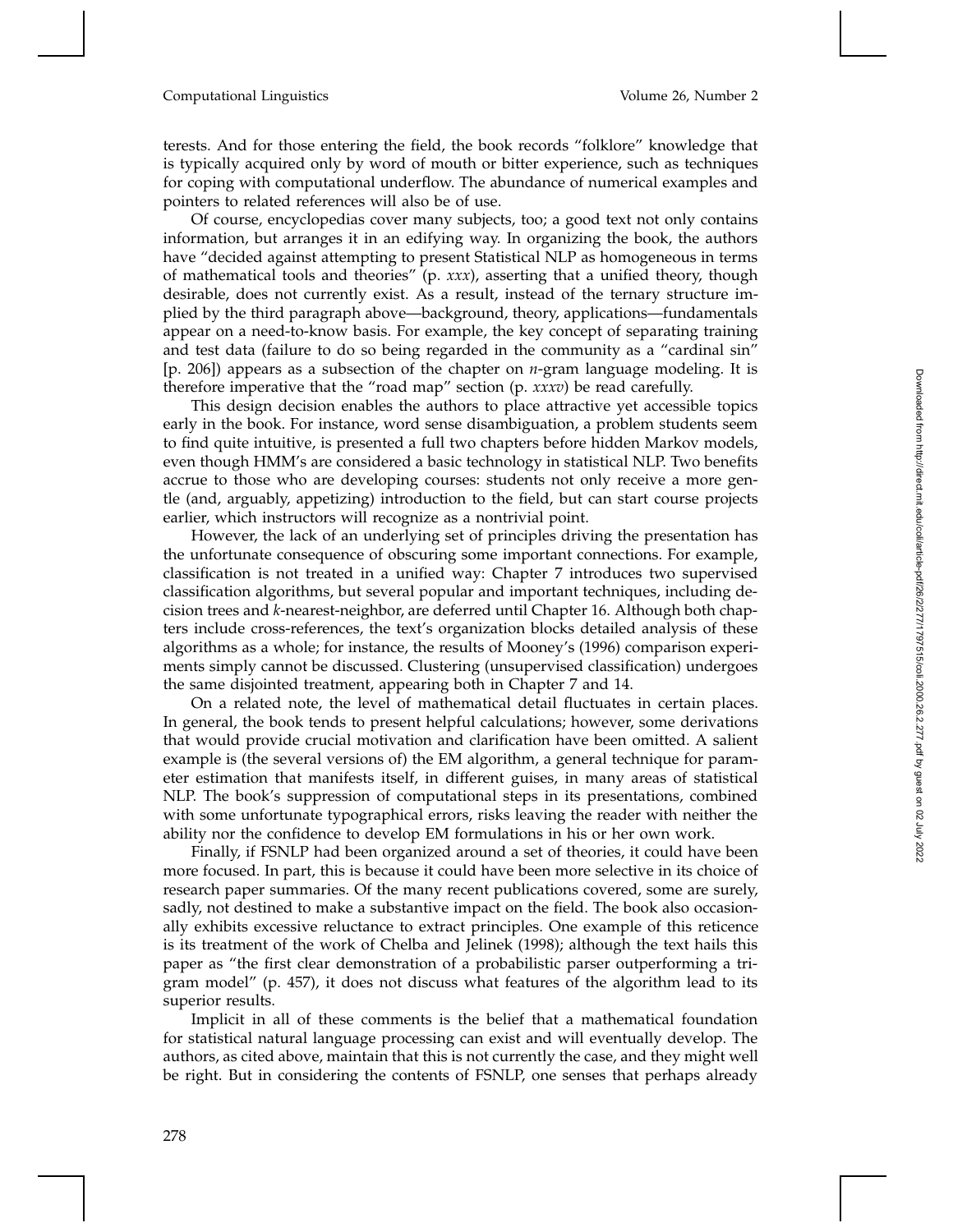terests. And for those entering the field, the book records "folklore" knowledge that is typically acquired only by word of mouth or bitter experience, such as techniques for coping with computational underflow. The abundance of numerical examples and pointers to related references will also be of use.

Of course, encyclopedias cover many subjects, too; a good text not only contains information, but arranges it in an edifying way. In organizing the book, the authors have "decided against attempting to present Statistical NLP as homogeneous in terms of mathematical tools and theories" (p. *xxx*), asserting that a unified theory, though desirable, does not currently exist. As a result, instead of the ternary structure implied by the third paragraph above—background, theory, applications—fundamentals appear on a need-to-know basis. For example, the key concept of separating training and test data (failure to do so being regarded in the community as a "cardinal sin" [p. 206]) appears as a subsection of the chapter on *n*-gram language modeling. It is therefore imperative that the "road map" section (p. *xxxv*) be read carefully.

This design decision enables the authors to place attractive yet accessible topics early in the book. For instance, word sense disambiguation, a problem students seem to find quite intuitive, is presented a full two chapters before hidden Markov models, even though HMM's are considered a basic technology in statistical NLP. Two benefits accrue to those who are developing courses: students not only receive a more gentle (and, arguably, appetizing) introduction to the field, but can start course projects earlier, which instructors will recognize as a nontrivial point.

However, the lack of an underlying set of principles driving the presentation has the unfortunate consequence of obscuring some important connections. For example, classification is not treated in a unified way: Chapter 7 introduces two supervised classification algorithms, but several popular and important techniques, including decision trees and *k*-nearest-neighbor, are deferred until Chapter 16. Although both chapters include cross-references, the text's organization blocks detailed analysis of these algorithms as a whole; for instance, the results of Mooney's (1996) comparison experiments simply cannot be discussed. Clustering (unsupervised classification) undergoes the same disjointed treatment, appearing both in Chapter 7 and 14.

On a related note, the level of mathematical detail fluctuates in certain places. In general, the book tends to present helpful calculations; however, some derivations that would provide crucial motivation and clarification have been omitted. A salient example is (the several versions of) the EM algorithm, a general technique for parameter estimation that manifests itself, in different guises, in many areas of statistical NLP. The book's suppression of computational steps in its presentations, combined with some unfortunate typographical errors, risks leaving the reader with neither the ability nor the confidence to develop EM formulations in his or her own work.

Finally, if FSNLP had been organized around a set of theories, it could have been more focused. In part, this is because it could have been more selective in its choice of research paper summaries. Of the many recent publications covered, some are surely, sadly, not destined to make a substantive impact on the field. The book also occasionally exhibits excessive reluctance to extract principles. One example of this reticence is its treatment of the work of Chelba and Jelinek (1998); although the text hails this paper as "the first clear demonstration of a probabilistic parser outperforming a trigram model" (p. 457), it does not discuss what features of the algorithm lead to its superior results.

Implicit in all of these comments is the belief that a mathematical foundation for statistical natural language processing can exist and will eventually develop. The authors, as cited above, maintain that this is not currently the case, and they might well be right. But in considering the contents of FSNLP, one senses that perhaps already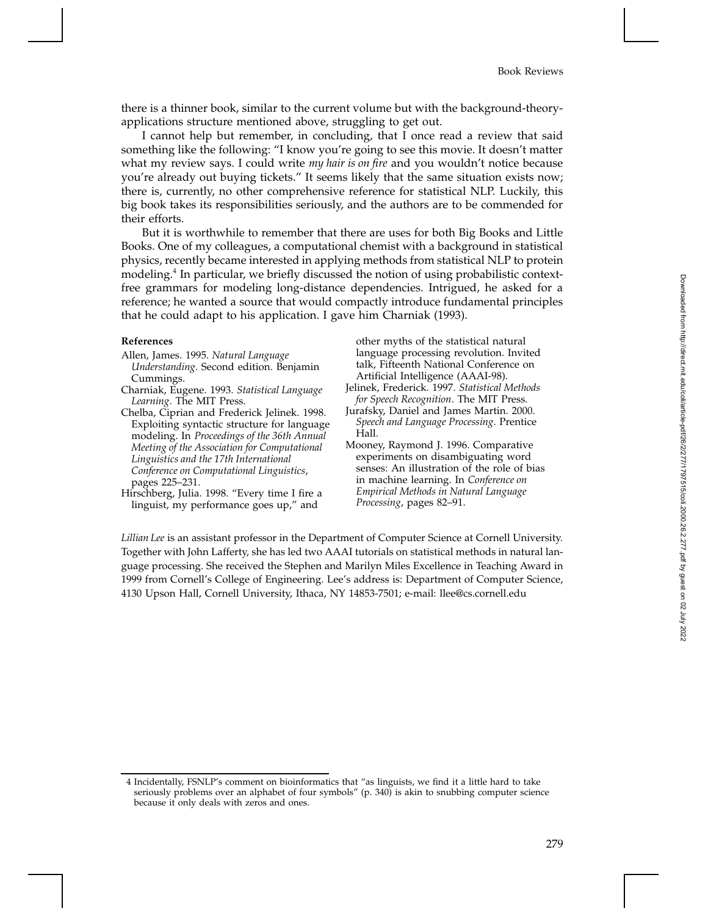there is a thinner book, similar to the current volume but with the background-theory-applications structure mentioned above, struggling to get out.

I cannot help but remember, in concluding, that I once read a review that said something like the following: "I know you're going to see this movie. It doesn't matter what my review says. I could write *my hair is on fire* and you wouldn't notice because you're already out buying tickets." It seems likely that the same situation exists now; there is, currently, no other comprehensive reference for statistical NLP. Luckily, this big book takes its responsibilities seriously, and the authors are to be commended for their efforts.

But it is worthwhile to remember that there are uses for both Big Books and Little Books. One of my colleagues, a computational chemist with a background in statistical physics, recently became interested in applying methods from statistical NLP to protein modeling.[4] In particular, we briefly discussed the notion of using probabilistic context-free grammars for modeling long-distance dependencies. Intrigued, he asked for a reference; he wanted a source that would compactly introduce fundamental principles that he could adapt to his application. I gave him Charniak (1993).

**References**

Allen, James. 1995. *Natural Language Understanding*. Second edition. Benjamin Cummings.

Charniak, Eugene. 1993. *Statistical Language Learning*. The MIT Press.

Chelba, Ciprian and Frederick Jelinek. 1998. Exploiting syntactic structure for language modeling. In *Proceedings of the 36th Annual Meeting of the Association for Computational Linguistics and the 17th International Conference on Computational Linguistics*, pages 225–231.

Hirschberg, Julia. 1998. "Every time I fire a linguist, my performance goes up," and other myths of the statistical natural language processing revolution. Invited talk, Fifteenth National Conference on Artificial Intelligence (AAAI-98).

Jelinek, Frederick. 1997. *Statistical Methods for Speech Recognition*. The MIT Press.

Jurafsky, Daniel and James Martin. 2000. *Speech and Language Processing*. Prentice Hall.

Mooney, Raymond J. 1996. Comparative experiments on disambiguating word senses: An illustration of the role of bias in machine learning. In *Conference on Empirical Methods in Natural Language Processing*, pages 82–91.

*Lillian Lee* is an assistant professor in the Department of Computer Science at Cornell University. Together with John Lafferty, she has led two AAAI tutorials on statistical methods in natural language processing. She received the Stephen and Marilyn Miles Excellence in Teaching Award in 1999 from Cornell's College of Engineering. Lee's address is: Department of Computer Science, 4130 Upson Hall, Cornell University, Ithaca, NY 14853-7501; e-mail: llee@cs.cornell.edu

4 Incidentally, FSNLP's comment on bioinformatics that "as linguists, we find it a little hard to take seriously problems over an alphabet of four symbols" (p. 340) is akin to snubbing computer science because it only deals with zeros and ones.